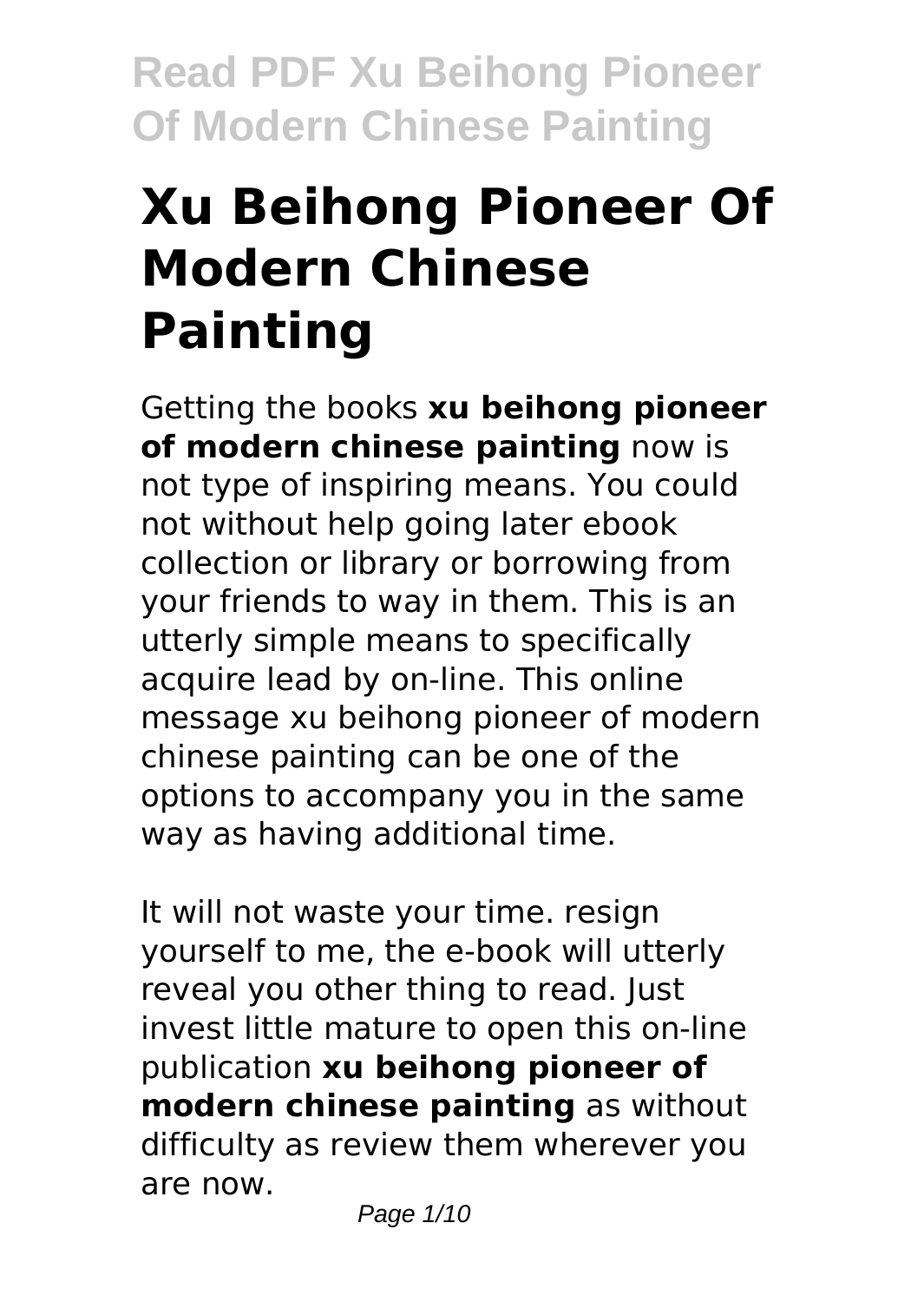# Xu Beihong Pioneer Of Modern Chinese Painting

Getting the books **xu beihong pioneer of modern chinese painting** now is not type of inspiring means. You could not without help going later ebook collection or library or borrowing from your friends to way in them. This is an utterly simple means to specifically acquire lead by on-line. This online message xu beihong pioneer of modern chinese painting can be one of the options to accompany you in the same way as having additional time.

It will not waste your time. resign yourself to me, the e-book will utterly reveal you other thing to read. Just invest little mature to open this on-line publication **xu beihong pioneer of modern chinese painting** as without difficulty as review them wherever you are now.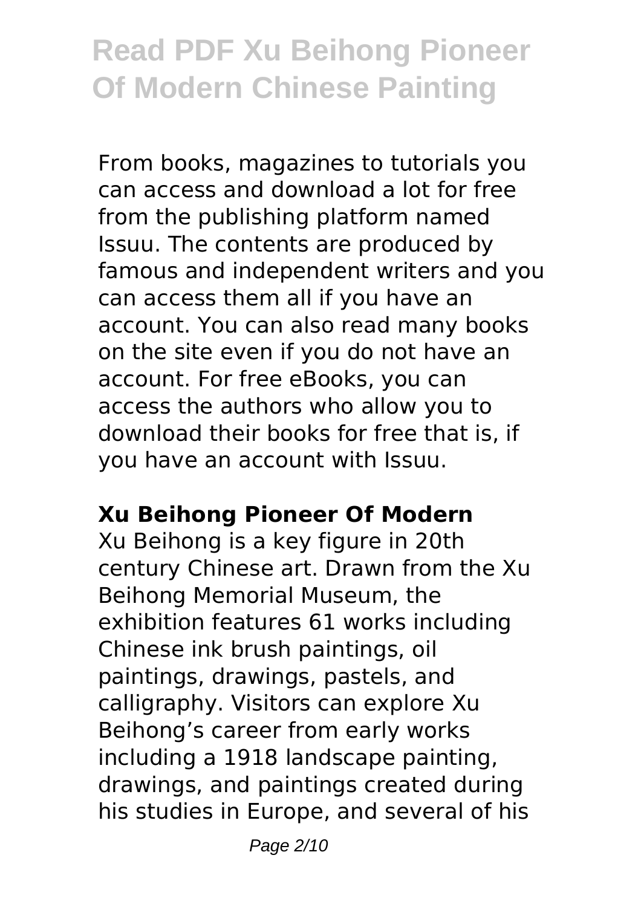From books, magazines to tutorials you can access and download a lot for free from the publishing platform named Issuu. The contents are produced by famous and independent writers and you can access them all if you have an account. You can also read many books on the site even if you do not have an account. For free eBooks, you can access the authors who allow you to download their books for free that is, if you have an account with Issuu.

## Xu Beihong Pioneer Of Modern

Xu Beihong is a key figure in 20th century Chinese art. Drawn from the Xu Beihong Memorial Museum, the exhibition features 61 works including Chinese ink brush paintings, oil paintings, drawings, pastels, and calligraphy. Visitors can explore Xu Beihong's career from early works including a 1918 landscape painting, drawings, and paintings created during his studies in Europe, and several of his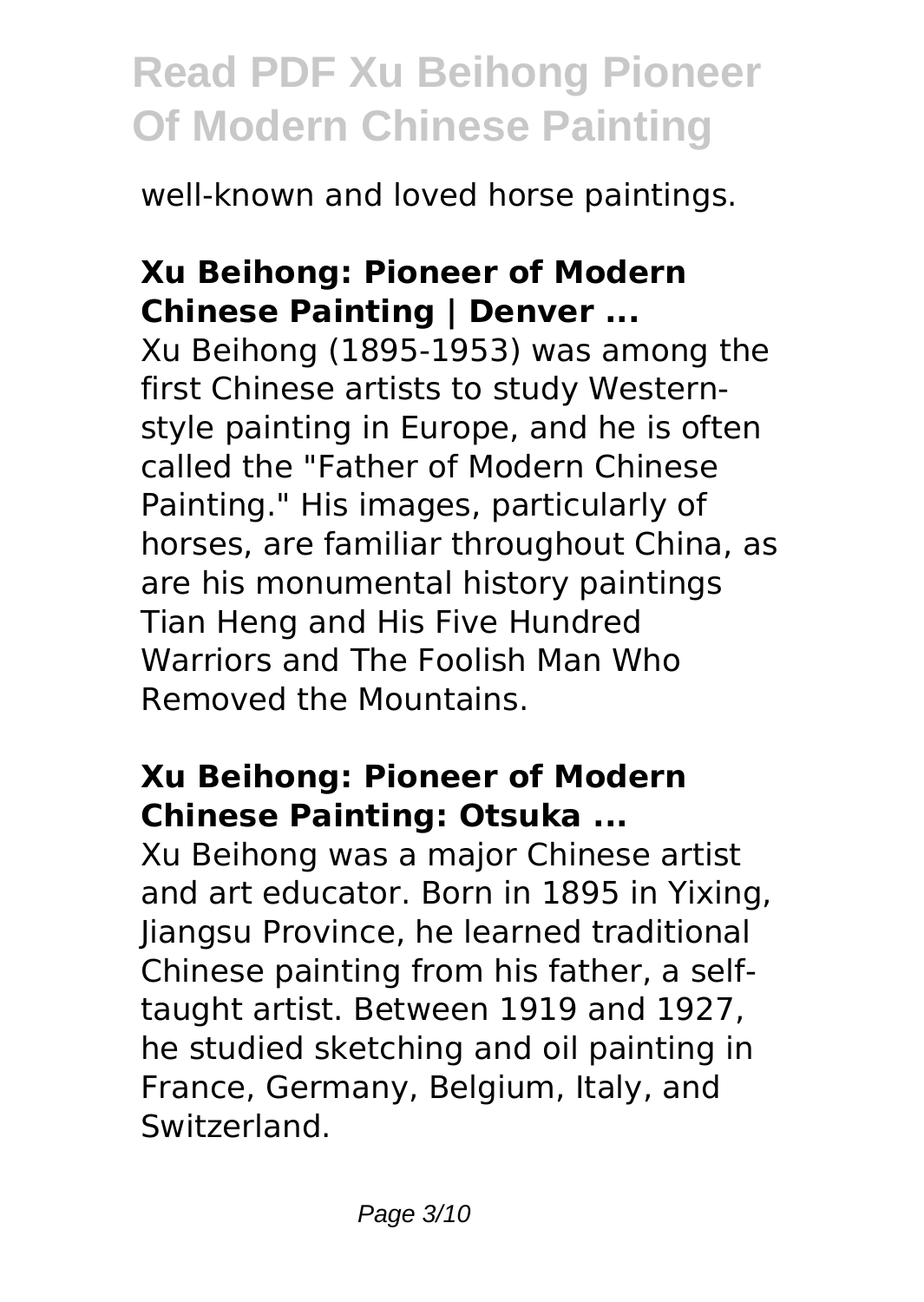well-known and loved horse paintings.

## Xu Beihong: Pioneer of Modern Chinese Painting | Denver ...

Xu Beihong (1895-1953) was among the first Chinese artists to study Western-style painting in Europe, and he is often called the "Father of Modern Chinese Painting." His images, particularly of horses, are familiar throughout China, as are his monumental history paintings Tian Heng and His Five Hundred Warriors and The Foolish Man Who Removed the Mountains.

## Xu Beihong: Pioneer of Modern Chinese Painting: Otsuka ...

Xu Beihong was a major Chinese artist and art educator. Born in 1895 in Yixing, Jiangsu Province, he learned traditional Chinese painting from his father, a self-taught artist. Between 1919 and 1927, he studied sketching and oil painting in France, Germany, Belgium, Italy, and Switzerland.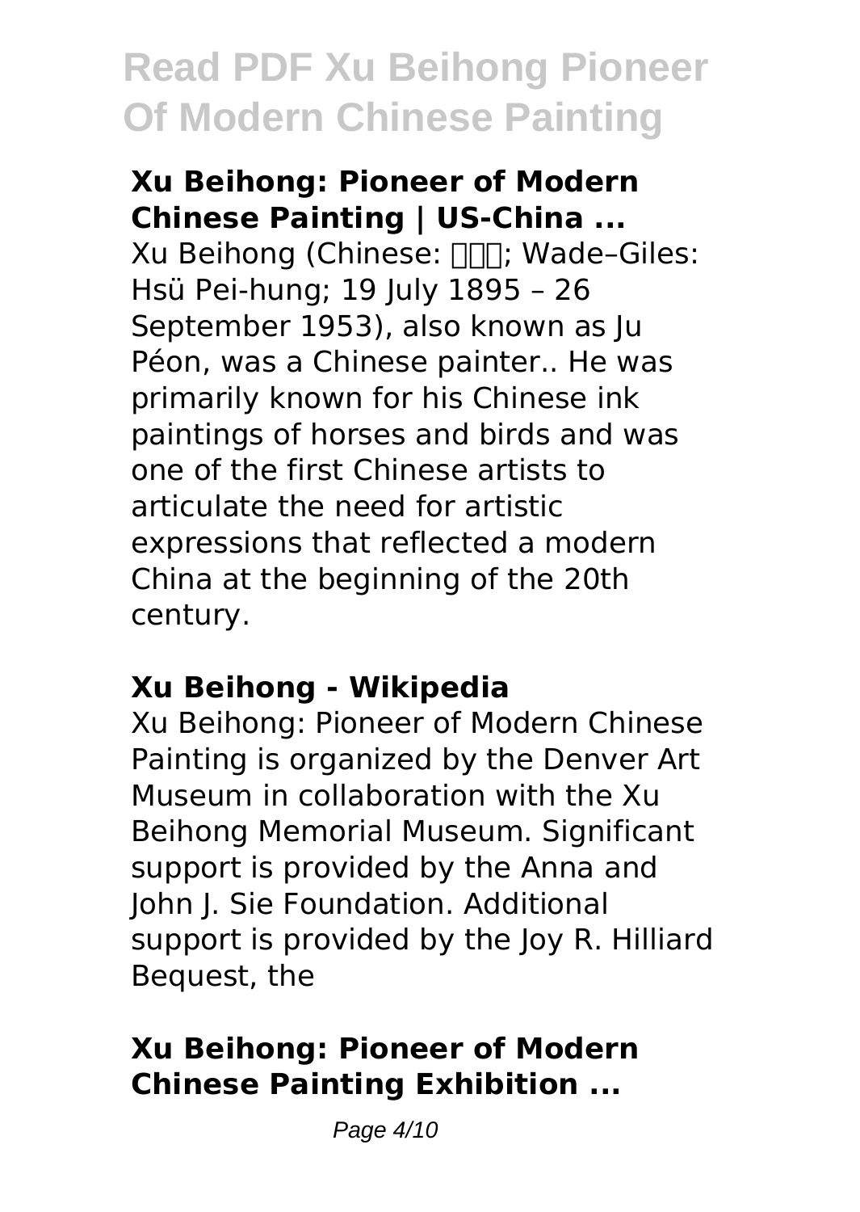### Xu Beihong: Pioneer of Modern Chinese Painting | US-China ...

Xu Beihong (Chinese: 徐悲鸿; Wade–Giles: Hsü Pei-hung; 19 July 1895 – 26 September 1953), also known as Ju Péon, was a Chinese painter.. He was primarily known for his Chinese ink paintings of horses and birds and was one of the first Chinese artists to articulate the need for artistic expressions that reflected a modern China at the beginning of the 20th century.

### Xu Beihong - Wikipedia

Xu Beihong: Pioneer of Modern Chinese Painting is organized by the Denver Art Museum in collaboration with the Xu Beihong Memorial Museum. Significant support is provided by the Anna and John J. Sie Foundation. Additional support is provided by the Joy R. Hilliard Bequest, the

### Xu Beihong: Pioneer of Modern Chinese Painting Exhibition ...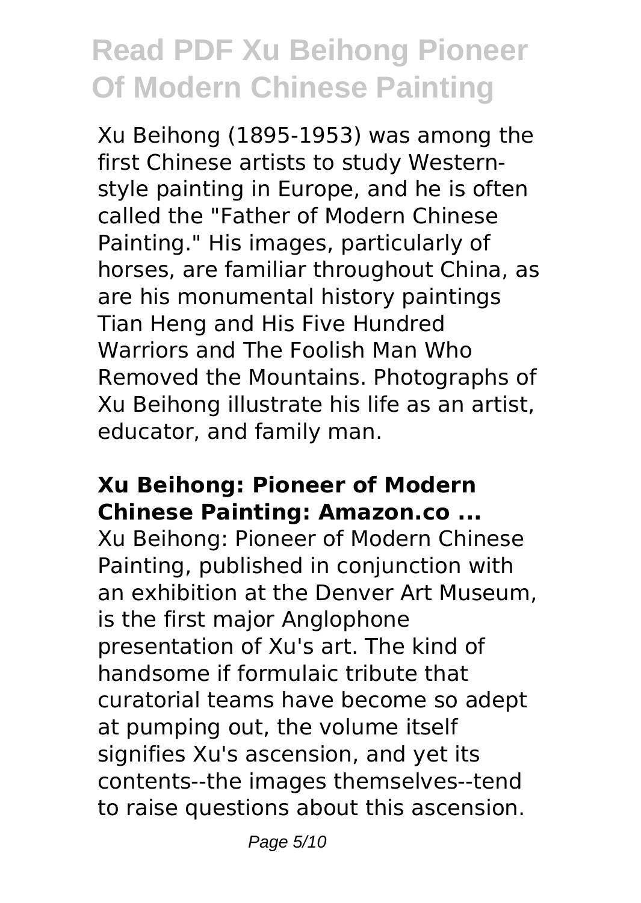Xu Beihong (1895-1953) was among the first Chinese artists to study Western-style painting in Europe, and he is often called the "Father of Modern Chinese Painting." His images, particularly of horses, are familiar throughout China, as are his monumental history paintings Tian Heng and His Five Hundred Warriors and The Foolish Man Who Removed the Mountains. Photographs of Xu Beihong illustrate his life as an artist, educator, and family man.

### Xu Beihong: Pioneer of Modern Chinese Painting: Amazon.co ...

Xu Beihong: Pioneer of Modern Chinese Painting, published in conjunction with an exhibition at the Denver Art Museum, is the first major Anglophone presentation of Xu's art. The kind of handsome if formulaic tribute that curatorial teams have become so adept at pumping out, the volume itself signifies Xu's ascension, and yet its contents--the images themselves--tend to raise questions about this ascension.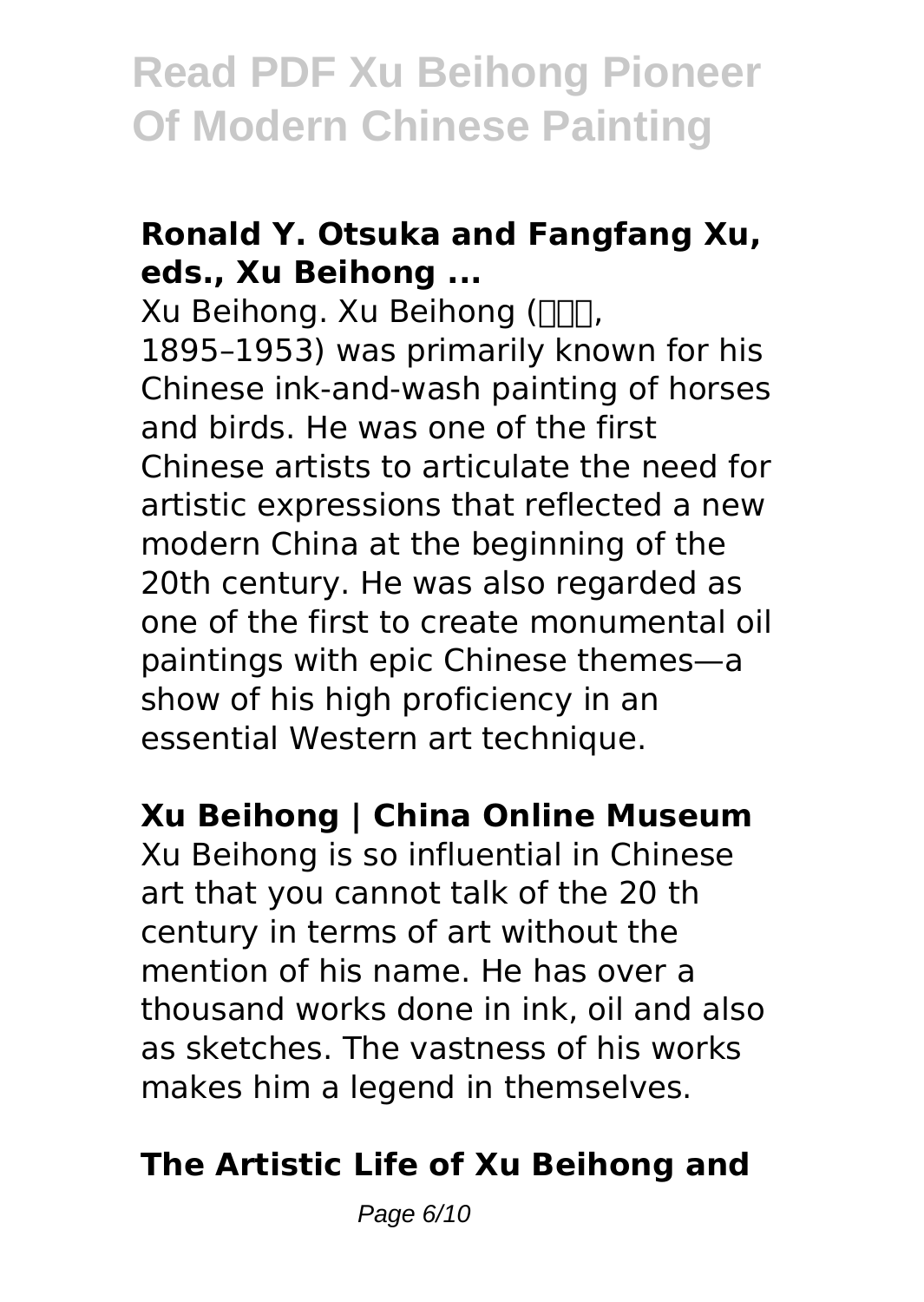### Ronald Y. Otsuka and Fangfang Xu, eds., Xu Beihong ...

Xu Beihong. Xu Beihong (□□□, 1895–1953) was primarily known for his Chinese ink-and-wash painting of horses and birds. He was one of the first Chinese artists to articulate the need for artistic expressions that reflected a new modern China at the beginning of the 20th century. He was also regarded as one of the first to create monumental oil paintings with epic Chinese themes—a show of his high proficiency in an essential Western art technique.

### Xu Beihong | China Online Museum

Xu Beihong is so influential in Chinese art that you cannot talk of the 20 th century in terms of art without the mention of his name. He has over a thousand works done in ink, oil and also as sketches. The vastness of his works makes him a legend in themselves.

### The Artistic Life of Xu Beihong and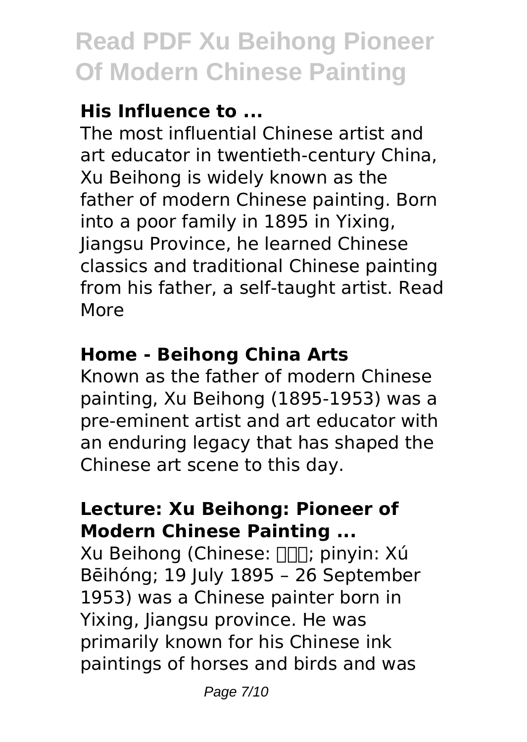### His Influence to ...

The most influential Chinese artist and art educator in twentieth-century China, Xu Beihong is widely known as the father of modern Chinese painting. Born into a poor family in 1895 in Yixing, Jiangsu Province, he learned Chinese classics and traditional Chinese painting from his father, a self-taught artist. Read More

### Home - Beihong China Arts

Known as the father of modern Chinese painting, Xu Beihong (1895-1953) was a pre-eminent artist and art educator with an enduring legacy that has shaped the Chinese art scene to this day.

### Lecture: Xu Beihong: Pioneer of Modern Chinese Painting ...

Xu Beihong (Chinese: 徐悲鸿; pinyin: Xú Bēihóng; 19 July 1895 – 26 September 1953) was a Chinese painter born in Yixing, Jiangsu province. He was primarily known for his Chinese ink paintings of horses and birds and was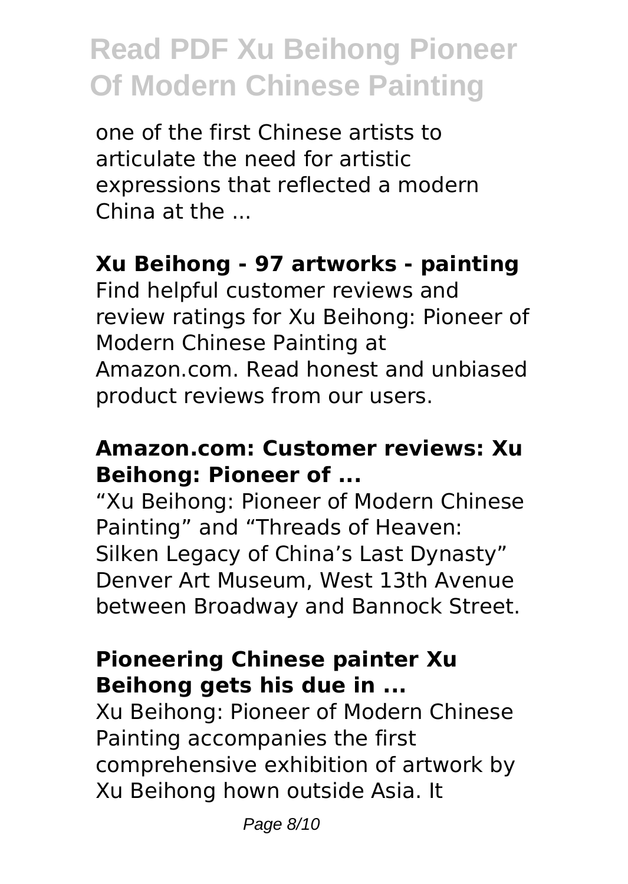one of the first Chinese artists to articulate the need for artistic expressions that reflected a modern China at the ...

**Xu Beihong - 97 artworks - painting**

Find helpful customer reviews and review ratings for Xu Beihong: Pioneer of Modern Chinese Painting at Amazon.com. Read honest and unbiased product reviews from our users.

**Amazon.com: Customer reviews: Xu Beihong: Pioneer of ...**

“Xu Beihong: Pioneer of Modern Chinese Painting” and “Threads of Heaven: Silken Legacy of China’s Last Dynasty” Denver Art Museum, West 13th Avenue between Broadway and Bannock Street.

**Pioneering Chinese painter Xu Beihong gets his due in ...**

Xu Beihong: Pioneer of Modern Chinese Painting accompanies the first comprehensive exhibition of artwork by Xu Beihong hown outside Asia. It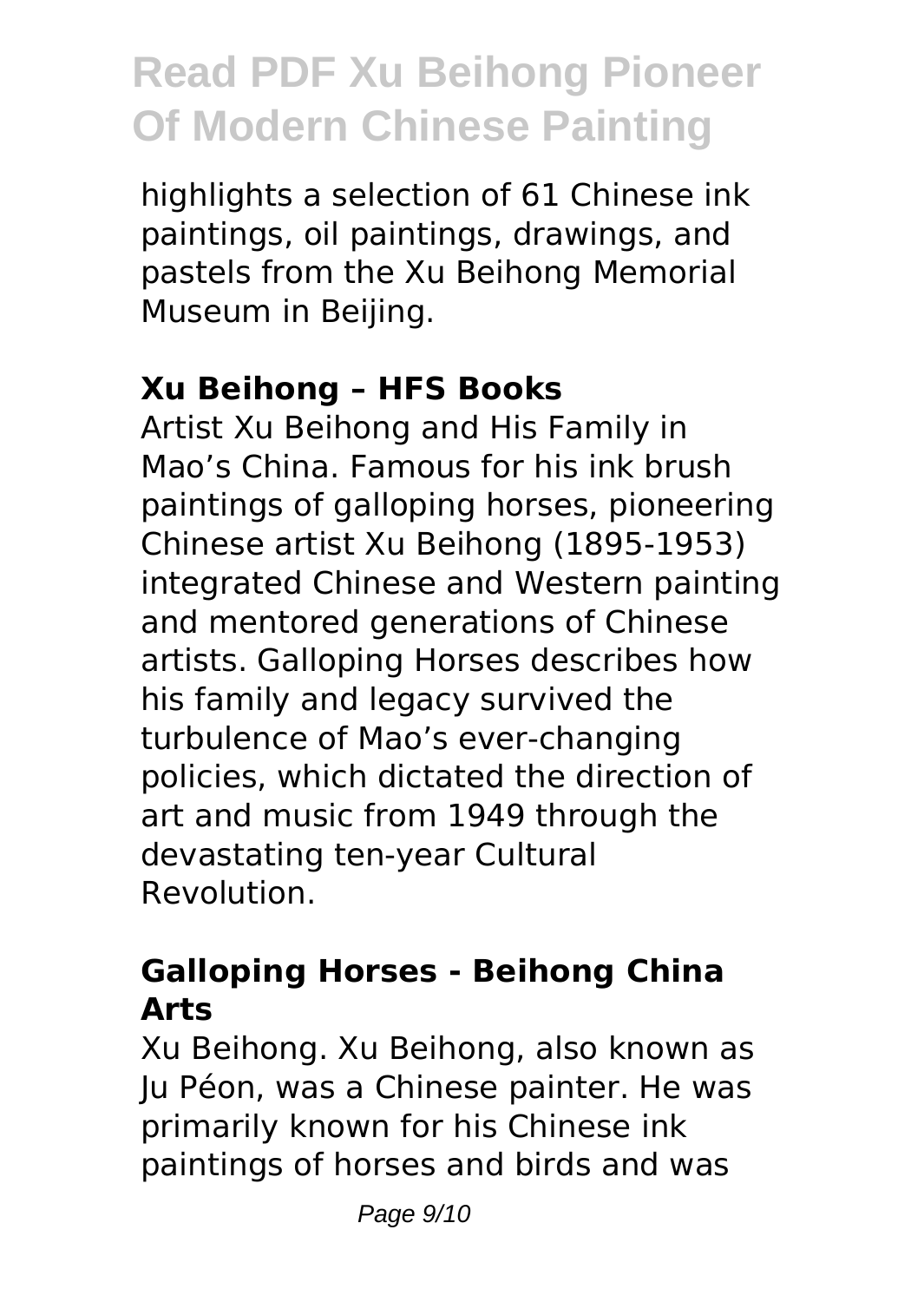highlights a selection of 61 Chinese ink paintings, oil paintings, drawings, and pastels from the Xu Beihong Memorial Museum in Beijing.

### Xu Beihong – HFS Books

Artist Xu Beihong and His Family in Mao's China. Famous for his ink brush paintings of galloping horses, pioneering Chinese artist Xu Beihong (1895-1953) integrated Chinese and Western painting and mentored generations of Chinese artists. Galloping Horses describes how his family and legacy survived the turbulence of Mao's ever-changing policies, which dictated the direction of art and music from 1949 through the devastating ten-year Cultural Revolution.

### Galloping Horses - Beihong China Arts

Xu Beihong. Xu Beihong, also known as Ju Péon, was a Chinese painter. He was primarily known for his Chinese ink paintings of horses and birds and was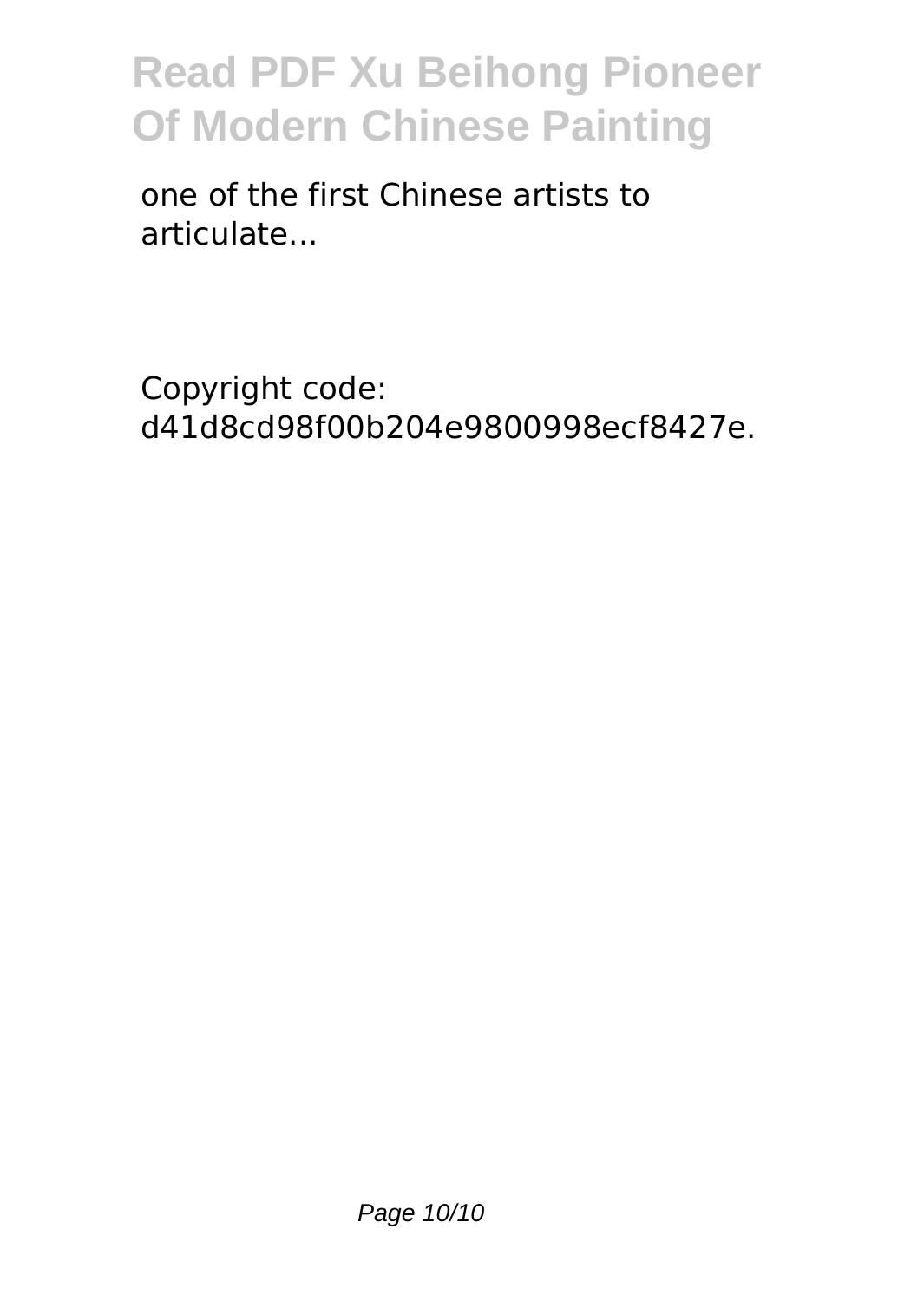one of the first Chinese artists to articulate...

Copyright code: d41d8cd98f00b204e9800998ecf8427e.